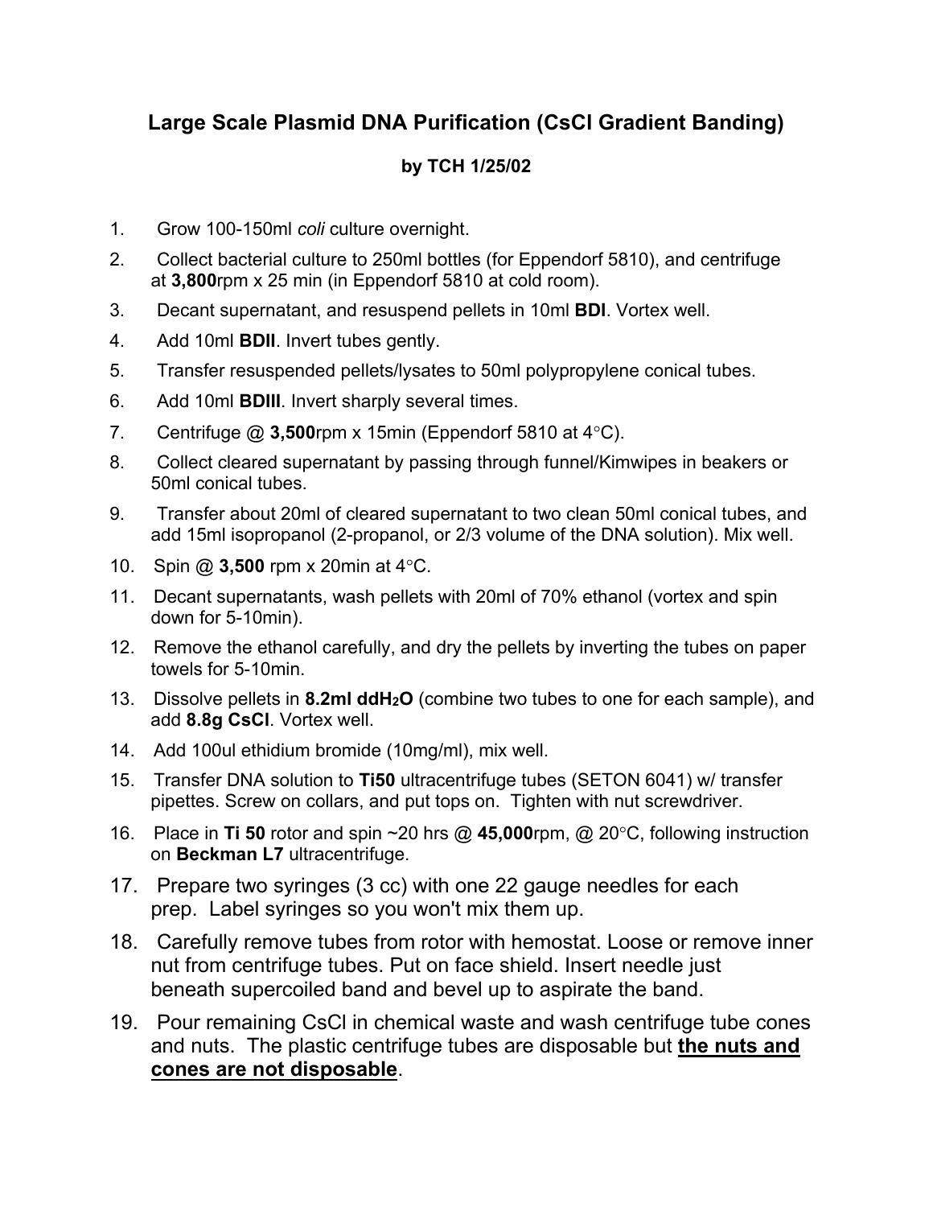# Large Scale Plasmid DNA Purification (CsCl Gradient Banding)

**by TCH 1/25/02**

1. Grow 100-150ml *coli* culture overnight.
2. Collect bacterial culture to 250ml bottles (for Eppendorf 5810), and centrifuge at **3,800**rpm x 25 min (in Eppendorf 5810 at cold room).
3. Decant supernatant, and resuspend pellets in 10ml **BDI**. Vortex well.
4. Add 10ml **BDII**. Invert tubes gently.
5. Transfer resuspended pellets/lysates to 50ml polypropylene conical tubes.
6. Add 10ml **BDIII**. Invert sharply several times.
7. Centrifuge @ **3,500**rpm x 15min (Eppendorf 5810 at 4°C).
8. Collect cleared supernatant by passing through funnel/Kimwipes in beakers or 50ml conical tubes.
9. Transfer about 20ml of cleared supernatant to two clean 50ml conical tubes, and add 15ml isopropanol (2-propanol, or 2/3 volume of the DNA solution). Mix well.
10. Spin @ **3,500** rpm x 20min at 4°C.
11. Decant supernatants, wash pellets with 20ml of 70% ethanol (vortex and spin down for 5-10min).
12. Remove the ethanol carefully, and dry the pellets by inverting the tubes on paper towels for 5-10min.
13. Dissolve pellets in **8.2ml ddH$_2$O** (combine two tubes to one for each sample), and add **8.8g CsCl**. Vortex well.
14. Add 100ul ethidium bromide (10mg/ml), mix well.
15. Transfer DNA solution to **Ti50** ultracentrifuge tubes (SETON 6041) w/ transfer pipettes. Screw on collars, and put tops on. Tighten with nut screwdriver.
16. Place in **Ti 50** rotor and spin ~20 hrs @ **45,000**rpm, @ 20°C, following instruction on **Beckman L7** ultracentrifuge.
17. Prepare two syringes (3 cc) with one 22 gauge needles for each prep. Label syringes so you won't mix them up.
18. Carefully remove tubes from rotor with hemostat. Loose or remove inner nut from centrifuge tubes. Put on face shield. Insert needle just beneath supercoiled band and bevel up to aspirate the band.
19. Pour remaining CsCl in chemical waste and wash centrifuge tube cones and nuts. The plastic centrifuge tubes are disposable but **the nuts and cones are not disposable**.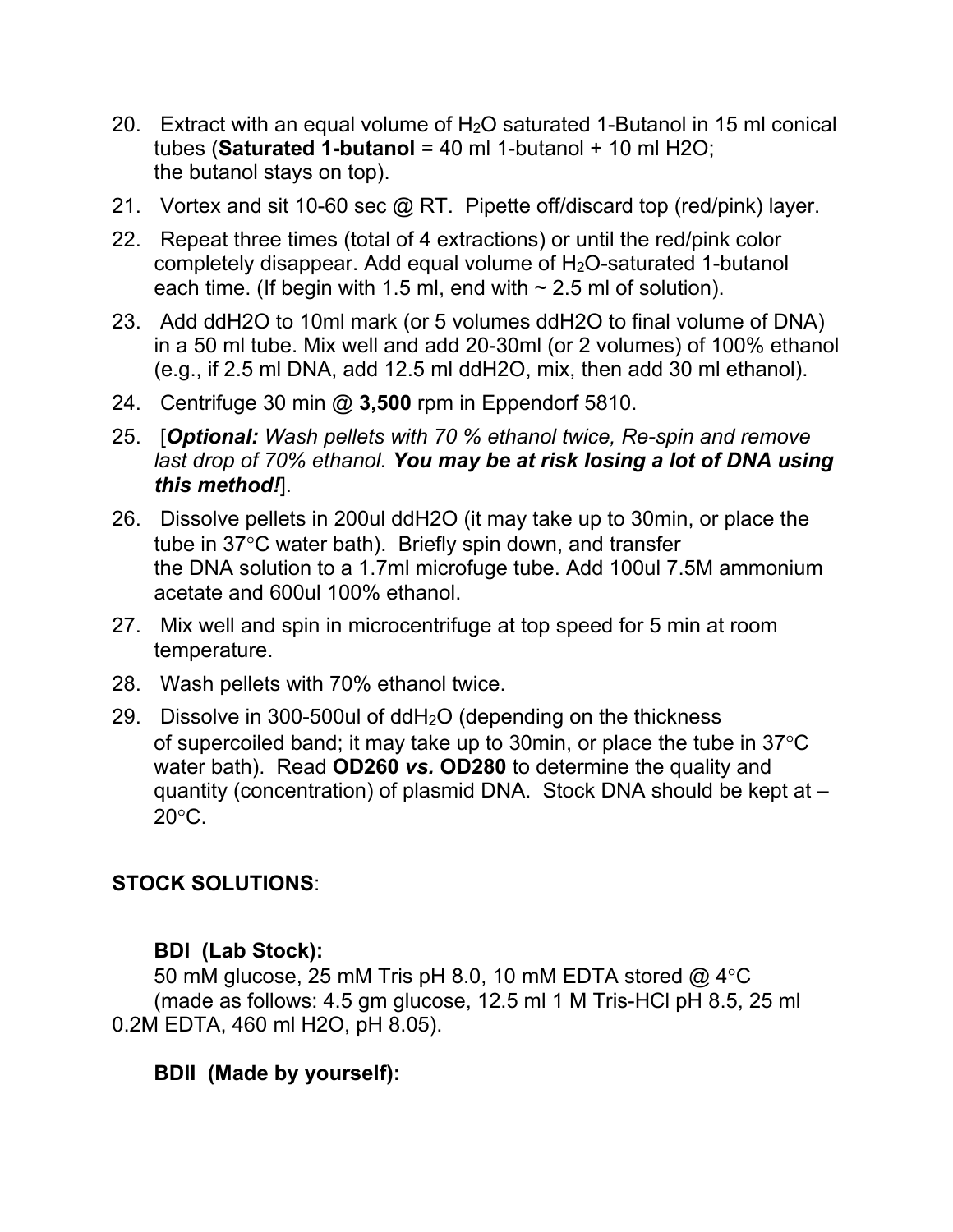20. Extract with an equal volume of $H_2O$ saturated 1-Butanol in 15 ml conical tubes (**Saturated 1-butanol** = 40 ml 1-butanol + 10 ml H2O; the butanol stays on top).

21. Vortex and sit 10-60 sec @ RT. Pipette off/discard top (red/pink) layer.

22. Repeat three times (total of 4 extractions) or until the red/pink color completely disappear. Add equal volume of $H_2O$-saturated 1-butanol each time. (If begin with 1.5 ml, end with ~ 2.5 ml of solution).

23. Add ddH2O to 10ml mark (or 5 volumes ddH2O to final volume of DNA) in a 50 ml tube. Mix well and add 20-30ml (or 2 volumes) of 100% ethanol (e.g., if 2.5 ml DNA, add 12.5 ml ddH2O, mix, then add 30 ml ethanol).

24. Centrifuge 30 min @ **3,500** rpm in Eppendorf 5810.

25. [***Optional:*** *Wash pellets with 70 % ethanol twice, Re-spin and remove last drop of 70% ethanol.* ***You may be at risk losing a lot of DNA using this method!***].

26. Dissolve pellets in 200ul ddH2O (it may take up to 30min, or place the tube in 37°C water bath). Briefly spin down, and transfer the DNA solution to a 1.7ml microfuge tube. Add 100ul 7.5M ammonium acetate and 600ul 100% ethanol.

27. Mix well and spin in microcentrifuge at top speed for 5 min at room temperature.

28. Wash pellets with 70% ethanol twice.

29. Dissolve in 300-500ul of $ddH_2O$ (depending on the thickness of supercoiled band; it may take up to 30min, or place the tube in 37°C water bath). Read **OD260 *vs.* OD280** to determine the quality and quantity (concentration) of plasmid DNA. Stock DNA should be kept at –20°C.

**STOCK SOLUTIONS**:

**BDI (Lab Stock):**
50 mM glucose, 25 mM Tris pH 8.0, 10 mM EDTA stored @ 4°C
(made as follows: 4.5 gm glucose, 12.5 ml 1 M Tris-HCl pH 8.5, 25 ml 0.2M EDTA, 460 ml H2O, pH 8.05).

**BDII (Made by yourself):**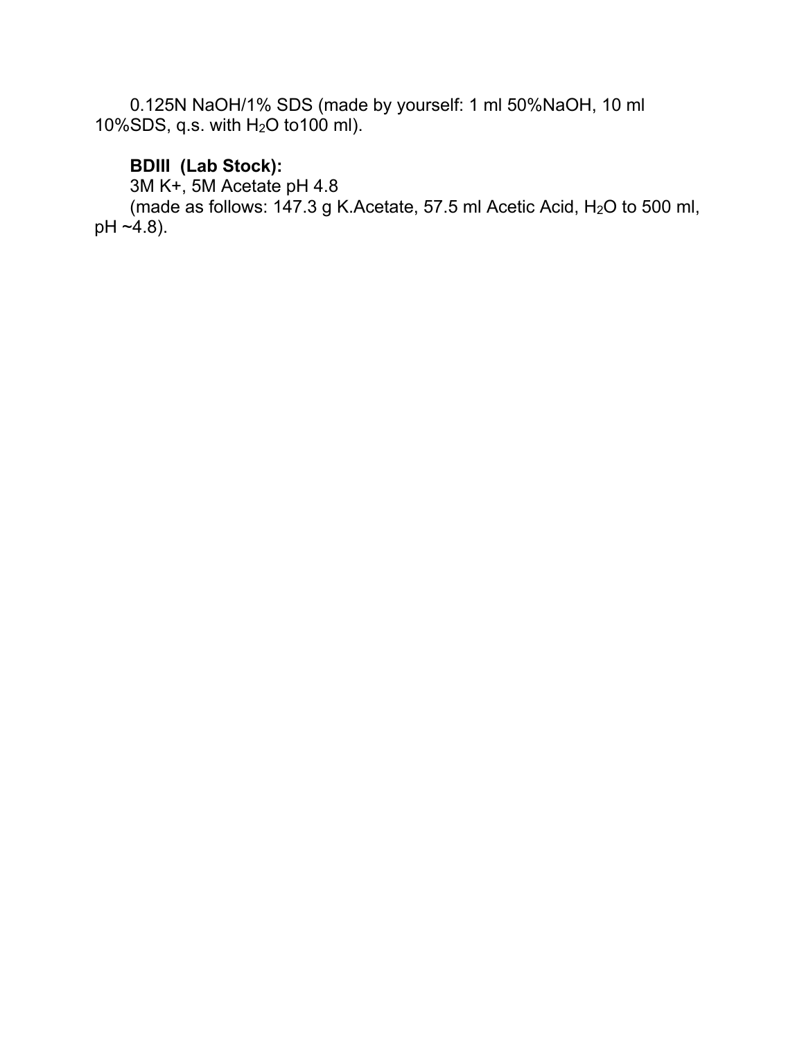0.125N NaOH/1% SDS (made by yourself: 1 ml 50%NaOH, 10 ml 10%SDS, q.s. with $H_2O$ to100 ml).

**BDIII (Lab Stock):**

3M K+, 5M Acetate pH 4.8

(made as follows: 147.3 g K.Acetate, 57.5 ml Acetic Acid, $H_2O$ to 500 ml, pH ~4.8).